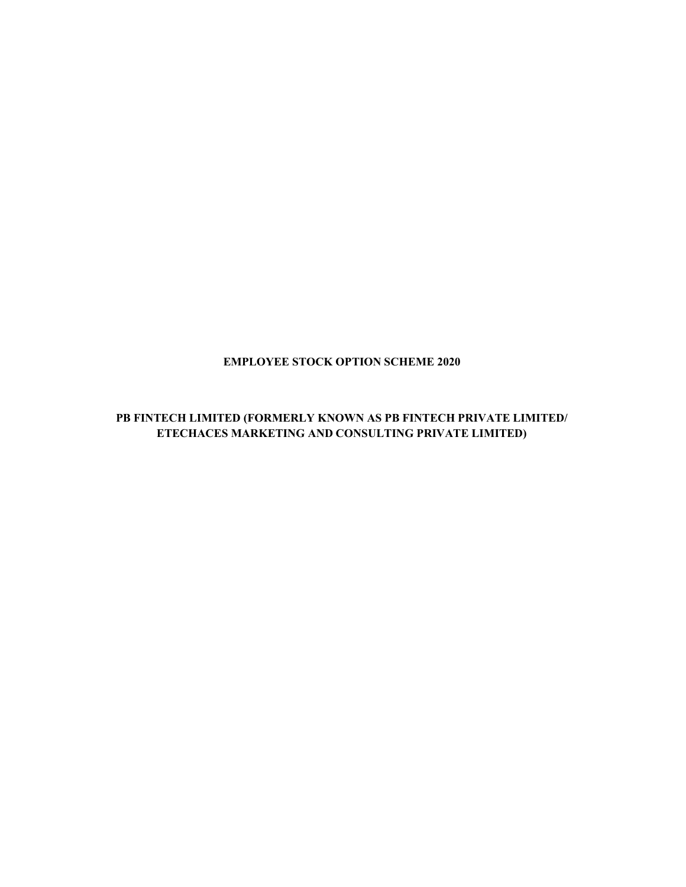# EMPLOYEE STOCK OPTION SCHEME 2020

## PB FINTECH LIMITED (FORMERLY KNOWN AS PB FINTECH PRIVATE LIMITED/ ETECHACES MARKETING AND CONSULTING PRIVATE LIMITED)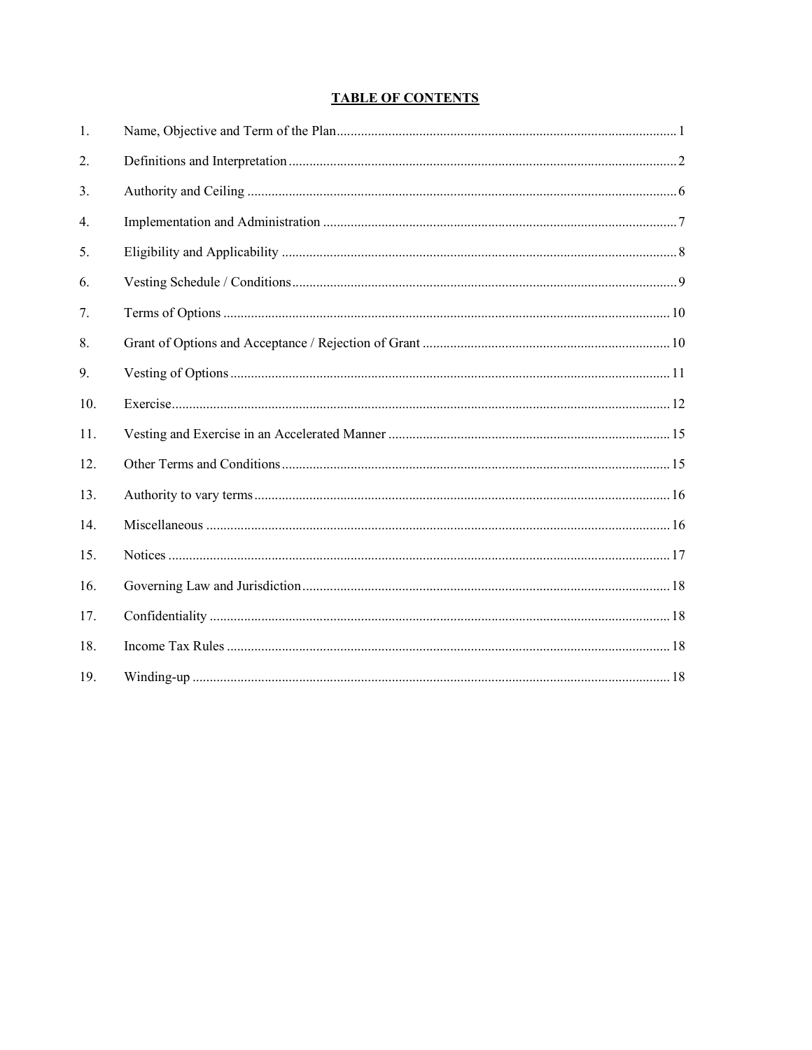## TABLE OF CONTENTS

| | | |
|---|---|---|
| 1. | Name, Objective and Term of the Plan | 1 |
| 2. | Definitions and Interpretation | 2 |
| 3. | Authority and Ceiling | 6 |
| 4. | Implementation and Administration | 7 |
| 5. | Eligibility and Applicability | 8 |
| 6. | Vesting Schedule / Conditions | 9 |
| 7. | Terms of Options | 10 |
| 8. | Grant of Options and Acceptance / Rejection of Grant | 10 |
| 9. | Vesting of Options | 11 |
| 10. | Exercise | 12 |
| 11. | Vesting and Exercise in an Accelerated Manner | 15 |
| 12. | Other Terms and Conditions | 15 |
| 13. | Authority to vary terms | 16 |
| 14. | Miscellaneous | 16 |
| 15. | Notices | 17 |
| 16. | Governing Law and Jurisdiction | 18 |
| 17. | Confidentiality | 18 |
| 18. | Income Tax Rules | 18 |
| 19. | Winding-up | 18 |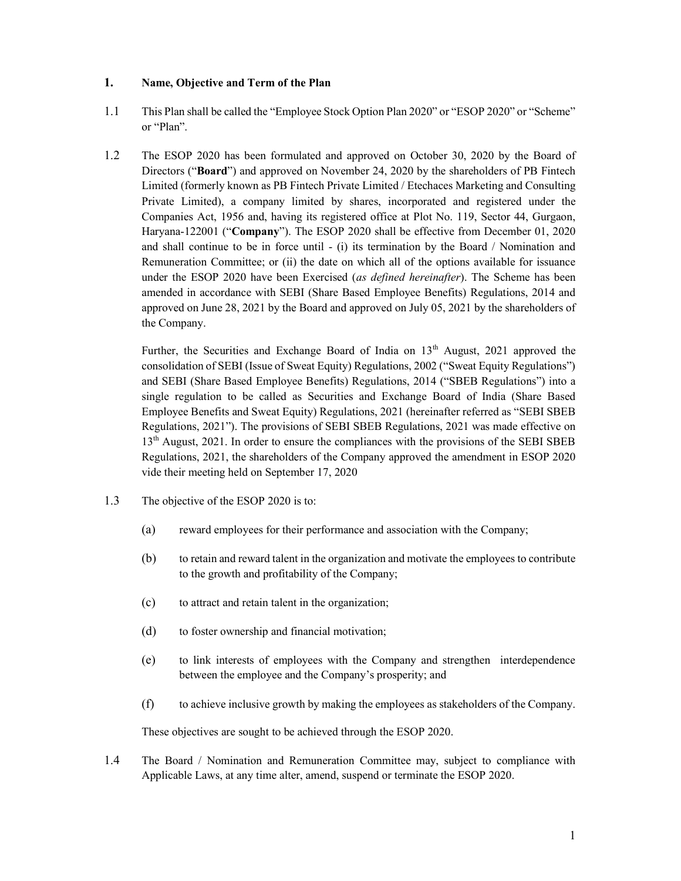## 1. Name, Objective and Term of the Plan

1.1 This Plan shall be called the "Employee Stock Option Plan 2020" or "ESOP 2020" or "Scheme" or "Plan".

1.2 The ESOP 2020 has been formulated and approved on October 30, 2020 by the Board of Directors ("**Board**") and approved on November 24, 2020 by the shareholders of PB Fintech Limited (formerly known as PB Fintech Private Limited / Etechaces Marketing and Consulting Private Limited), a company limited by shares, incorporated and registered under the Companies Act, 1956 and, having its registered office at Plot No. 119, Sector 44, Gurgaon, Haryana-122001 ("**Company**"). The ESOP 2020 shall be effective from December 01, 2020 and shall continue to be in force until - (i) its termination by the Board / Nomination and Remuneration Committee; or (ii) the date on which all of the options available for issuance under the ESOP 2020 have been Exercised (*as defined hereinafter*). The Scheme has been amended in accordance with SEBI (Share Based Employee Benefits) Regulations, 2014 and approved on June 28, 2021 by the Board and approved on July 05, 2021 by the shareholders of the Company.

Further, the Securities and Exchange Board of India on 13th August, 2021 approved the consolidation of SEBI (Issue of Sweat Equity) Regulations, 2002 ("Sweat Equity Regulations") and SEBI (Share Based Employee Benefits) Regulations, 2014 ("SBEB Regulations") into a single regulation to be called as Securities and Exchange Board of India (Share Based Employee Benefits and Sweat Equity) Regulations, 2021 (hereinafter referred as "SEBI SBEB Regulations, 2021"). The provisions of SEBI SBEB Regulations, 2021 was made effective on 13th August, 2021. In order to ensure the compliances with the provisions of the SEBI SBEB Regulations, 2021, the shareholders of the Company approved the amendment in ESOP 2020 vide their meeting held on September 17, 2020

1.3 The objective of the ESOP 2020 is to:

(a) reward employees for their performance and association with the Company;

(b) to retain and reward talent in the organization and motivate the employees to contribute to the growth and profitability of the Company;

(c) to attract and retain talent in the organization;

(d) to foster ownership and financial motivation;

(e) to link interests of employees with the Company and strengthen interdependence between the employee and the Company's prosperity; and

(f) to achieve inclusive growth by making the employees as stakeholders of the Company.

These objectives are sought to be achieved through the ESOP 2020.

1.4 The Board / Nomination and Remuneration Committee may, subject to compliance with Applicable Laws, at any time alter, amend, suspend or terminate the ESOP 2020.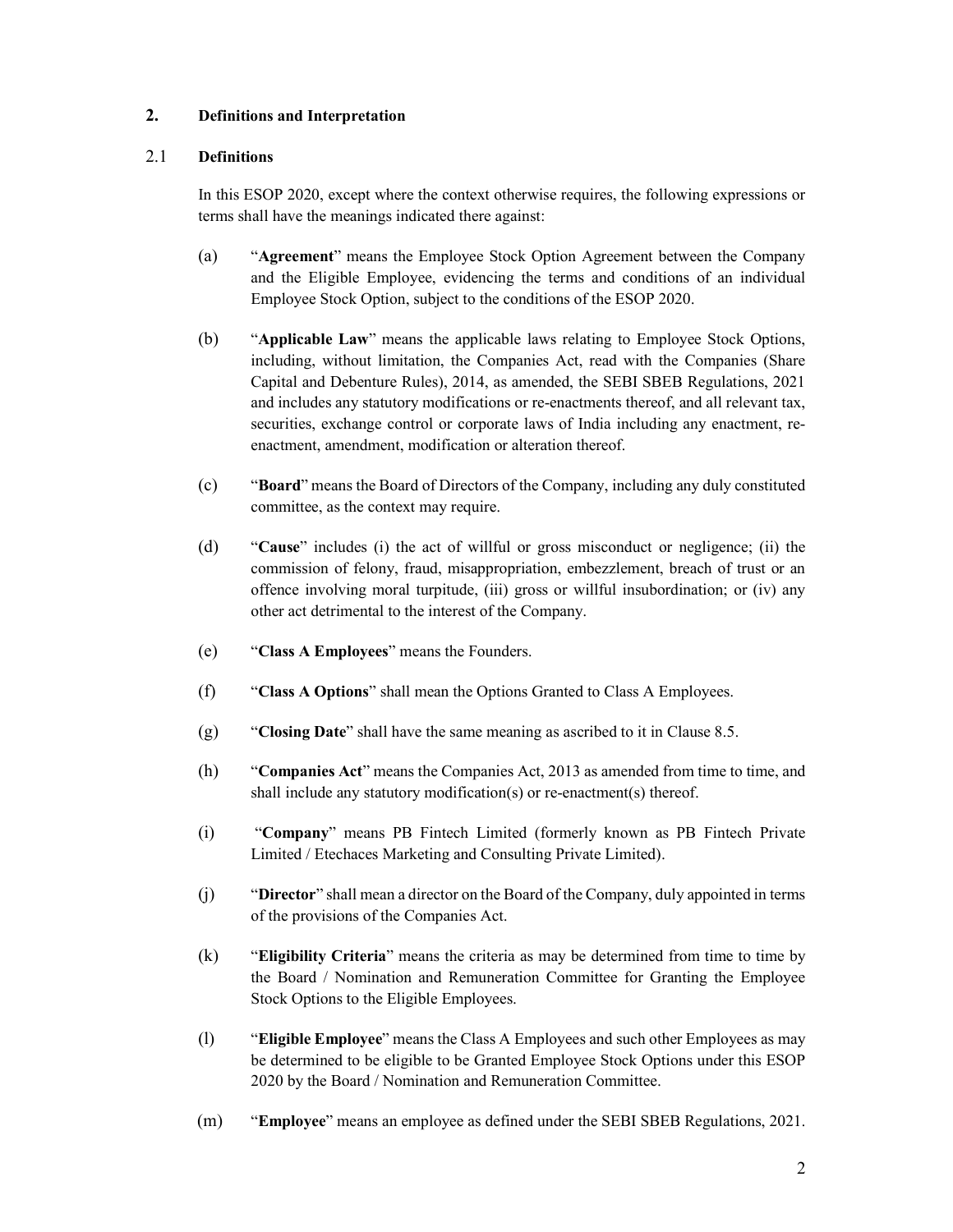## 2. Definitions and Interpretation

### 2.1 Definitions

In this ESOP 2020, except where the context otherwise requires, the following expressions or terms shall have the meanings indicated there against:

(a) "**Agreement**" means the Employee Stock Option Agreement between the Company and the Eligible Employee, evidencing the terms and conditions of an individual Employee Stock Option, subject to the conditions of the ESOP 2020.

(b) "**Applicable Law**" means the applicable laws relating to Employee Stock Options, including, without limitation, the Companies Act, read with the Companies (Share Capital and Debenture Rules), 2014, as amended, the SEBI SBEB Regulations, 2021 and includes any statutory modifications or re-enactments thereof, and all relevant tax, securities, exchange control or corporate laws of India including any enactment, re-enactment, amendment, modification or alteration thereof.

(c) "**Board**" means the Board of Directors of the Company, including any duly constituted committee, as the context may require.

(d) "**Cause**" includes (i) the act of willful or gross misconduct or negligence; (ii) the commission of felony, fraud, misappropriation, embezzlement, breach of trust or an offence involving moral turpitude, (iii) gross or willful insubordination; or (iv) any other act detrimental to the interest of the Company.

(e) "**Class A Employees**" means the Founders.

(f) "**Class A Options**" shall mean the Options Granted to Class A Employees.

(g) "**Closing Date**" shall have the same meaning as ascribed to it in Clause 8.5.

(h) "**Companies Act**" means the Companies Act, 2013 as amended from time to time, and shall include any statutory modification(s) or re-enactment(s) thereof.

(i) "**Company**" means PB Fintech Limited (formerly known as PB Fintech Private Limited / Etechaces Marketing and Consulting Private Limited).

(j) "**Director**" shall mean a director on the Board of the Company, duly appointed in terms of the provisions of the Companies Act.

(k) "**Eligibility Criteria**" means the criteria as may be determined from time to time by the Board / Nomination and Remuneration Committee for Granting the Employee Stock Options to the Eligible Employees.

(l) "**Eligible Employee**" means the Class A Employees and such other Employees as may be determined to be eligible to be Granted Employee Stock Options under this ESOP 2020 by the Board / Nomination and Remuneration Committee.

(m) "**Employee**" means an employee as defined under the SEBI SBEB Regulations, 2021.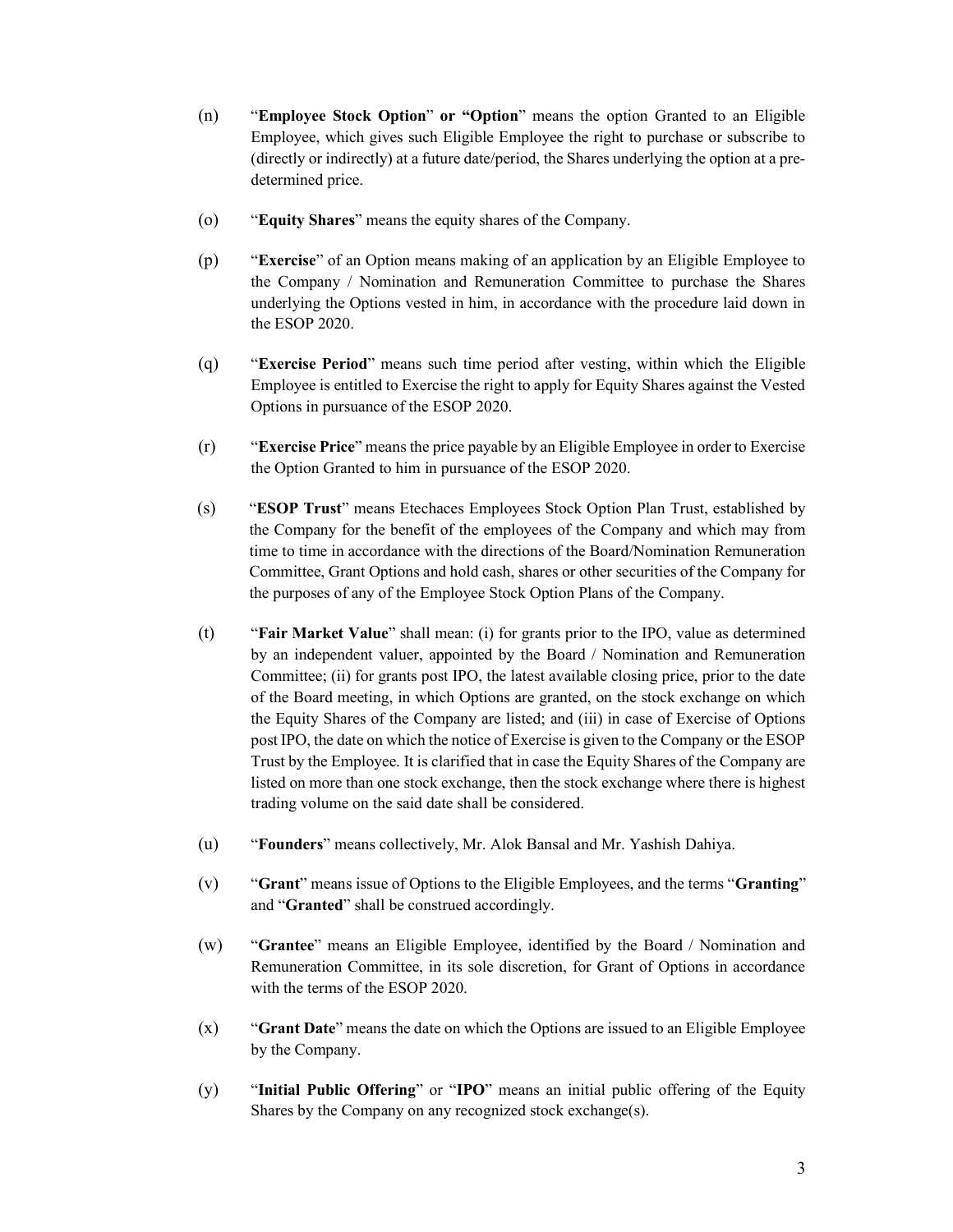(n) "**Employee Stock Option**" **or "Option**" means the option Granted to an Eligible Employee, which gives such Eligible Employee the right to purchase or subscribe to (directly or indirectly) at a future date/period, the Shares underlying the option at a pre-determined price.

(o) "**Equity Shares**" means the equity shares of the Company.

(p) "**Exercise**" of an Option means making of an application by an Eligible Employee to the Company / Nomination and Remuneration Committee to purchase the Shares underlying the Options vested in him, in accordance with the procedure laid down in the ESOP 2020.

(q) "**Exercise Period**" means such time period after vesting, within which the Eligible Employee is entitled to Exercise the right to apply for Equity Shares against the Vested Options in pursuance of the ESOP 2020.

(r) "**Exercise Price**" means the price payable by an Eligible Employee in order to Exercise the Option Granted to him in pursuance of the ESOP 2020.

(s) "**ESOP Trust**" means Etechaces Employees Stock Option Plan Trust, established by the Company for the benefit of the employees of the Company and which may from time to time in accordance with the directions of the Board/Nomination Remuneration Committee, Grant Options and hold cash, shares or other securities of the Company for the purposes of any of the Employee Stock Option Plans of the Company.

(t) "**Fair Market Value**" shall mean: (i) for grants prior to the IPO, value as determined by an independent valuer, appointed by the Board / Nomination and Remuneration Committee; (ii) for grants post IPO, the latest available closing price, prior to the date of the Board meeting, in which Options are granted, on the stock exchange on which the Equity Shares of the Company are listed; and (iii) in case of Exercise of Options post IPO, the date on which the notice of Exercise is given to the Company or the ESOP Trust by the Employee. It is clarified that in case the Equity Shares of the Company are listed on more than one stock exchange, then the stock exchange where there is highest trading volume on the said date shall be considered.

(u) "**Founders**" means collectively, Mr. Alok Bansal and Mr. Yashish Dahiya.

(v) "**Grant**" means issue of Options to the Eligible Employees, and the terms "**Granting**" and "**Granted**" shall be construed accordingly.

(w) "**Grantee**" means an Eligible Employee, identified by the Board / Nomination and Remuneration Committee, in its sole discretion, for Grant of Options in accordance with the terms of the ESOP 2020.

(x) "**Grant Date**" means the date on which the Options are issued to an Eligible Employee by the Company.

(y) "**Initial Public Offering**" or "**IPO**" means an initial public offering of the Equity Shares by the Company on any recognized stock exchange(s).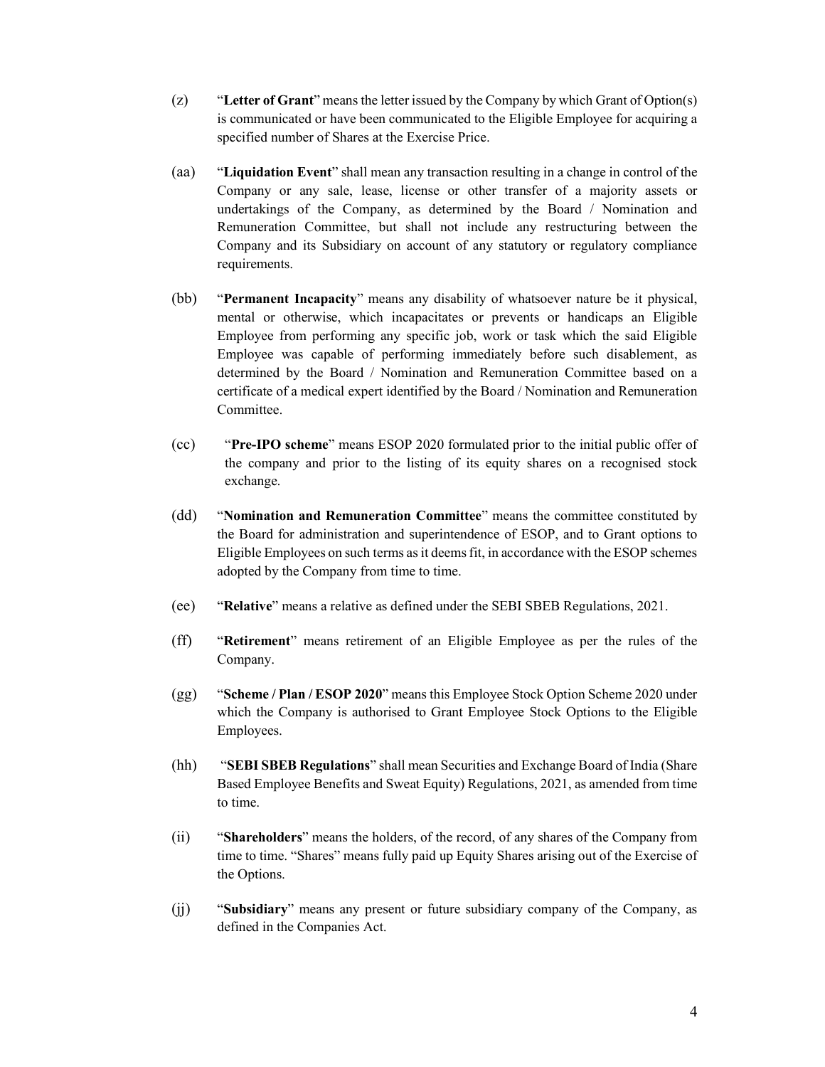(z) "**Letter of Grant**" means the letter issued by the Company by which Grant of Option(s) is communicated or have been communicated to the Eligible Employee for acquiring a specified number of Shares at the Exercise Price.

(aa) "**Liquidation Event**" shall mean any transaction resulting in a change in control of the Company or any sale, lease, license or other transfer of a majority assets or undertakings of the Company, as determined by the Board / Nomination and Remuneration Committee, but shall not include any restructuring between the Company and its Subsidiary on account of any statutory or regulatory compliance requirements.

(bb) "**Permanent Incapacity**" means any disability of whatsoever nature be it physical, mental or otherwise, which incapacitates or prevents or handicaps an Eligible Employee from performing any specific job, work or task which the said Eligible Employee was capable of performing immediately before such disablement, as determined by the Board / Nomination and Remuneration Committee based on a certificate of a medical expert identified by the Board / Nomination and Remuneration Committee.

(cc) "**Pre-IPO scheme**" means ESOP 2020 formulated prior to the initial public offer of the company and prior to the listing of its equity shares on a recognised stock exchange.

(dd) "**Nomination and Remuneration Committee**" means the committee constituted by the Board for administration and superintendence of ESOP, and to Grant options to Eligible Employees on such terms as it deems fit, in accordance with the ESOP schemes adopted by the Company from time to time.

(ee) "**Relative**" means a relative as defined under the SEBI SBEB Regulations, 2021.

(ff) "**Retirement**" means retirement of an Eligible Employee as per the rules of the Company.

(gg) "**Scheme / Plan / ESOP 2020**" means this Employee Stock Option Scheme 2020 under which the Company is authorised to Grant Employee Stock Options to the Eligible Employees.

(hh) "**SEBI SBEB Regulations**" shall mean Securities and Exchange Board of India (Share Based Employee Benefits and Sweat Equity) Regulations, 2021, as amended from time to time.

(ii) "**Shareholders**" means the holders, of the record, of any shares of the Company from time to time. "Shares" means fully paid up Equity Shares arising out of the Exercise of the Options.

(jj) "**Subsidiary**" means any present or future subsidiary company of the Company, as defined in the Companies Act.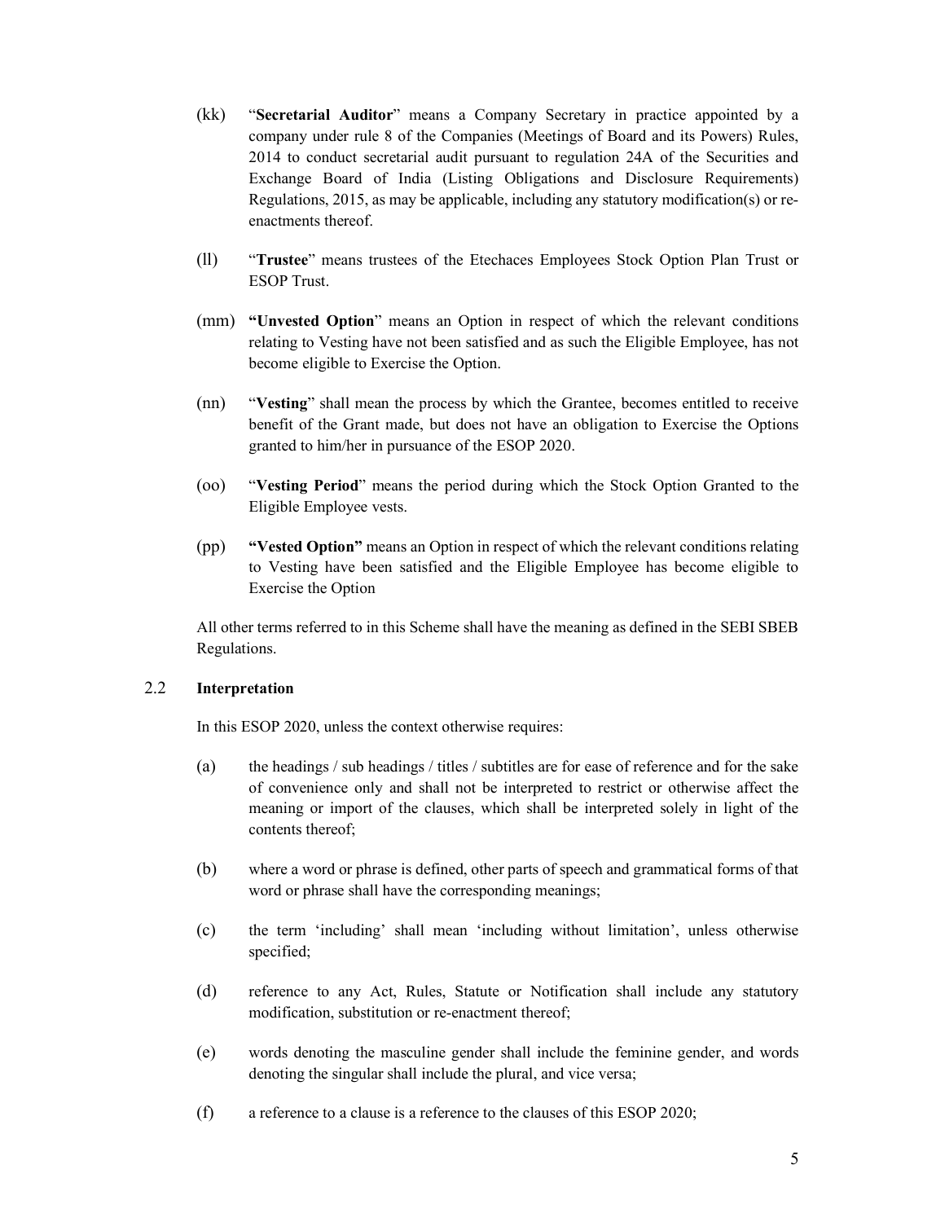(kk) "**Secretarial Auditor**" means a Company Secretary in practice appointed by a company under rule 8 of the Companies (Meetings of Board and its Powers) Rules, 2014 to conduct secretarial audit pursuant to regulation 24A of the Securities and Exchange Board of India (Listing Obligations and Disclosure Requirements) Regulations, 2015, as may be applicable, including any statutory modification(s) or re-enactments thereof.

(ll) "**Trustee**" means trustees of the Etechaces Employees Stock Option Plan Trust or ESOP Trust.

(mm) **"Unvested Option**" means an Option in respect of which the relevant conditions relating to Vesting have not been satisfied and as such the Eligible Employee, has not become eligible to Exercise the Option.

(nn) "**Vesting**" shall mean the process by which the Grantee, becomes entitled to receive benefit of the Grant made, but does not have an obligation to Exercise the Options granted to him/her in pursuance of the ESOP 2020.

(oo) "**Vesting Period**" means the period during which the Stock Option Granted to the Eligible Employee vests.

(pp) **"Vested Option"** means an Option in respect of which the relevant conditions relating to Vesting have been satisfied and the Eligible Employee has become eligible to Exercise the Option

All other terms referred to in this Scheme shall have the meaning as defined in the SEBI SBEB Regulations.

2.2 **Interpretation**

In this ESOP 2020, unless the context otherwise requires:

(a) the headings / sub headings / titles / subtitles are for ease of reference and for the sake of convenience only and shall not be interpreted to restrict or otherwise affect the meaning or import of the clauses, which shall be interpreted solely in light of the contents thereof;

(b) where a word or phrase is defined, other parts of speech and grammatical forms of that word or phrase shall have the corresponding meanings;

(c) the term 'including' shall mean 'including without limitation', unless otherwise specified;

(d) reference to any Act, Rules, Statute or Notification shall include any statutory modification, substitution or re-enactment thereof;

(e) words denoting the masculine gender shall include the feminine gender, and words denoting the singular shall include the plural, and vice versa;

(f) a reference to a clause is a reference to the clauses of this ESOP 2020;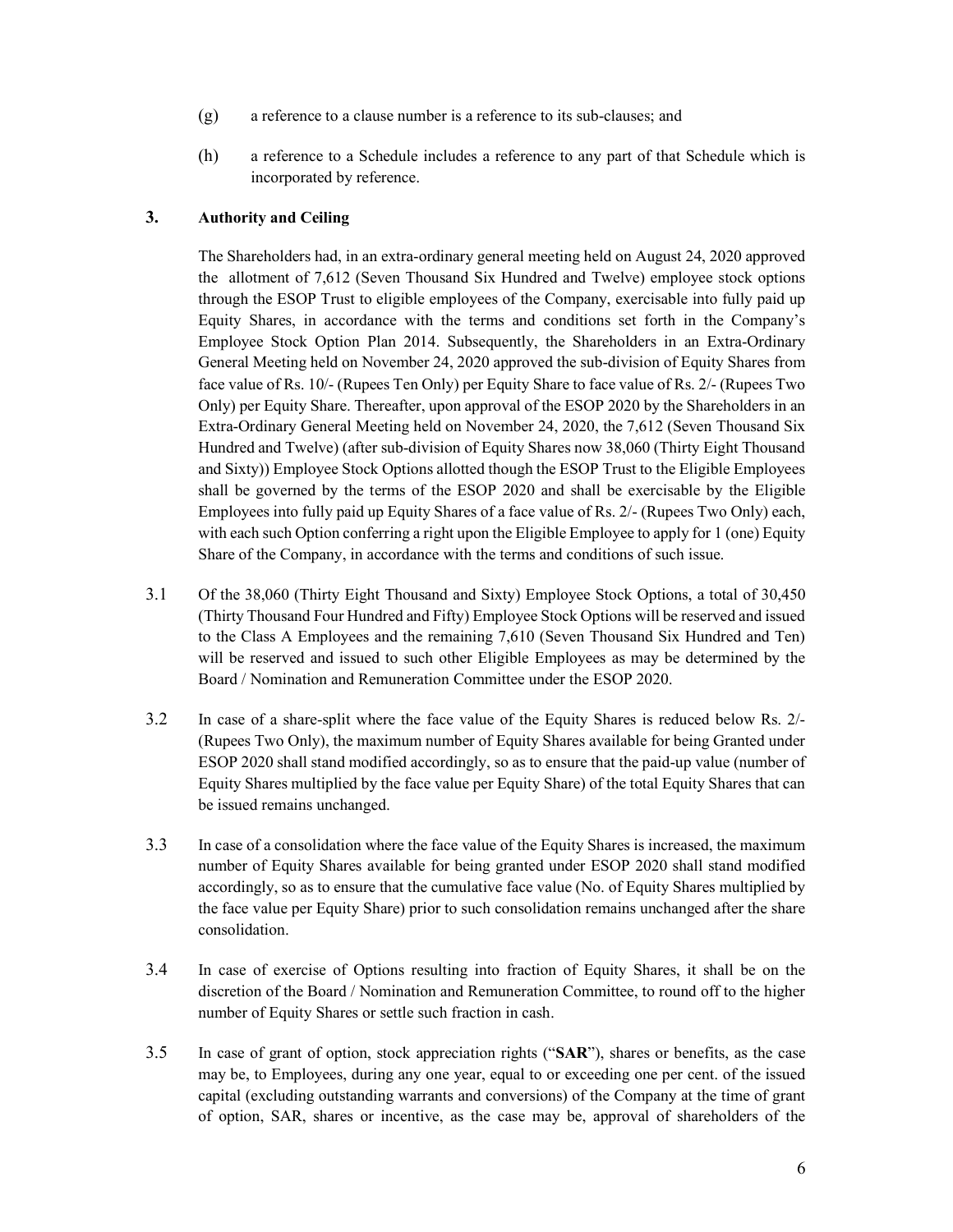(g) a reference to a clause number is a reference to its sub-clauses; and

(h) a reference to a Schedule includes a reference to any part of that Schedule which is incorporated by reference.

## 3. Authority and Ceiling

The Shareholders had, in an extra-ordinary general meeting held on August 24, 2020 approved the allotment of 7,612 (Seven Thousand Six Hundred and Twelve) employee stock options through the ESOP Trust to eligible employees of the Company, exercisable into fully paid up Equity Shares, in accordance with the terms and conditions set forth in the Company's Employee Stock Option Plan 2014. Subsequently, the Shareholders in an Extra-Ordinary General Meeting held on November 24, 2020 approved the sub-division of Equity Shares from face value of Rs. 10/- (Rupees Ten Only) per Equity Share to face value of Rs. 2/- (Rupees Two Only) per Equity Share. Thereafter, upon approval of the ESOP 2020 by the Shareholders in an Extra-Ordinary General Meeting held on November 24, 2020, the 7,612 (Seven Thousand Six Hundred and Twelve) (after sub-division of Equity Shares now 38,060 (Thirty Eight Thousand and Sixty)) Employee Stock Options allotted though the ESOP Trust to the Eligible Employees shall be governed by the terms of the ESOP 2020 and shall be exercisable by the Eligible Employees into fully paid up Equity Shares of a face value of Rs. 2/- (Rupees Two Only) each, with each such Option conferring a right upon the Eligible Employee to apply for 1 (one) Equity Share of the Company, in accordance with the terms and conditions of such issue.

3.1 Of the 38,060 (Thirty Eight Thousand and Sixty) Employee Stock Options, a total of 30,450 (Thirty Thousand Four Hundred and Fifty) Employee Stock Options will be reserved and issued to the Class A Employees and the remaining 7,610 (Seven Thousand Six Hundred and Ten) will be reserved and issued to such other Eligible Employees as may be determined by the Board / Nomination and Remuneration Committee under the ESOP 2020.

3.2 In case of a share-split where the face value of the Equity Shares is reduced below Rs. 2/- (Rupees Two Only), the maximum number of Equity Shares available for being Granted under ESOP 2020 shall stand modified accordingly, so as to ensure that the paid-up value (number of Equity Shares multiplied by the face value per Equity Share) of the total Equity Shares that can be issued remains unchanged.

3.3 In case of a consolidation where the face value of the Equity Shares is increased, the maximum number of Equity Shares available for being granted under ESOP 2020 shall stand modified accordingly, so as to ensure that the cumulative face value (No. of Equity Shares multiplied by the face value per Equity Share) prior to such consolidation remains unchanged after the share consolidation.

3.4 In case of exercise of Options resulting into fraction of Equity Shares, it shall be on the discretion of the Board / Nomination and Remuneration Committee, to round off to the higher number of Equity Shares or settle such fraction in cash.

3.5 In case of grant of option, stock appreciation rights ("**SAR**"), shares or benefits, as the case may be, to Employees, during any one year, equal to or exceeding one per cent. of the issued capital (excluding outstanding warrants and conversions) of the Company at the time of grant of option, SAR, shares or incentive, as the case may be, approval of shareholders of the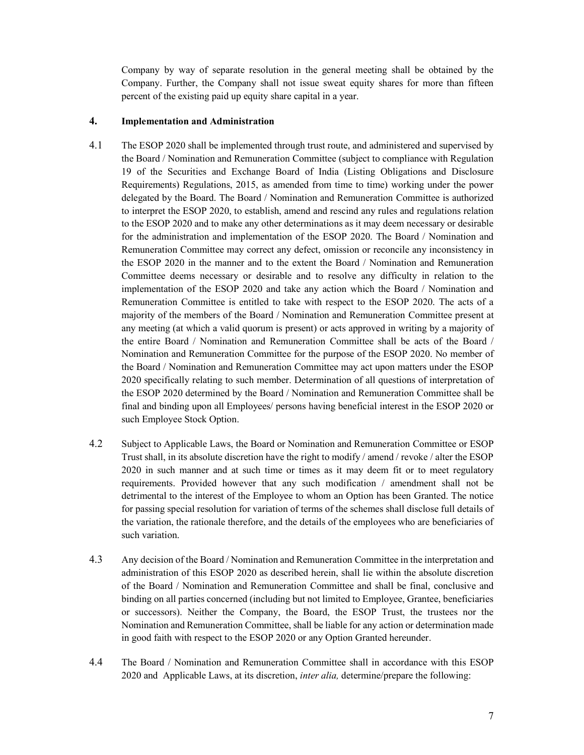Company by way of separate resolution in the general meeting shall be obtained by the Company. Further, the Company shall not issue sweat equity shares for more than fifteen percent of the existing paid up equity share capital in a year.

## 4. Implementation and Administration

4.1 The ESOP 2020 shall be implemented through trust route, and administered and supervised by the Board / Nomination and Remuneration Committee (subject to compliance with Regulation 19 of the Securities and Exchange Board of India (Listing Obligations and Disclosure Requirements) Regulations, 2015, as amended from time to time) working under the power delegated by the Board. The Board / Nomination and Remuneration Committee is authorized to interpret the ESOP 2020, to establish, amend and rescind any rules and regulations relation to the ESOP 2020 and to make any other determinations as it may deem necessary or desirable for the administration and implementation of the ESOP 2020. The Board / Nomination and Remuneration Committee may correct any defect, omission or reconcile any inconsistency in the ESOP 2020 in the manner and to the extent the Board / Nomination and Remuneration Committee deems necessary or desirable and to resolve any difficulty in relation to the implementation of the ESOP 2020 and take any action which the Board / Nomination and Remuneration Committee is entitled to take with respect to the ESOP 2020. The acts of a majority of the members of the Board / Nomination and Remuneration Committee present at any meeting (at which a valid quorum is present) or acts approved in writing by a majority of the entire Board / Nomination and Remuneration Committee shall be acts of the Board / Nomination and Remuneration Committee for the purpose of the ESOP 2020. No member of the Board / Nomination and Remuneration Committee may act upon matters under the ESOP 2020 specifically relating to such member. Determination of all questions of interpretation of the ESOP 2020 determined by the Board / Nomination and Remuneration Committee shall be final and binding upon all Employees/ persons having beneficial interest in the ESOP 2020 or such Employee Stock Option.

4.2 Subject to Applicable Laws, the Board or Nomination and Remuneration Committee or ESOP Trust shall, in its absolute discretion have the right to modify / amend / revoke / alter the ESOP 2020 in such manner and at such time or times as it may deem fit or to meet regulatory requirements. Provided however that any such modification / amendment shall not be detrimental to the interest of the Employee to whom an Option has been Granted. The notice for passing special resolution for variation of terms of the schemes shall disclose full details of the variation, the rationale therefore, and the details of the employees who are beneficiaries of such variation.

4.3 Any decision of the Board / Nomination and Remuneration Committee in the interpretation and administration of this ESOP 2020 as described herein, shall lie within the absolute discretion of the Board / Nomination and Remuneration Committee and shall be final, conclusive and binding on all parties concerned (including but not limited to Employee, Grantee, beneficiaries or successors). Neither the Company, the Board, the ESOP Trust, the trustees nor the Nomination and Remuneration Committee, shall be liable for any action or determination made in good faith with respect to the ESOP 2020 or any Option Granted hereunder.

4.4 The Board / Nomination and Remuneration Committee shall in accordance with this ESOP 2020 and Applicable Laws, at its discretion, *inter alia,* determine/prepare the following: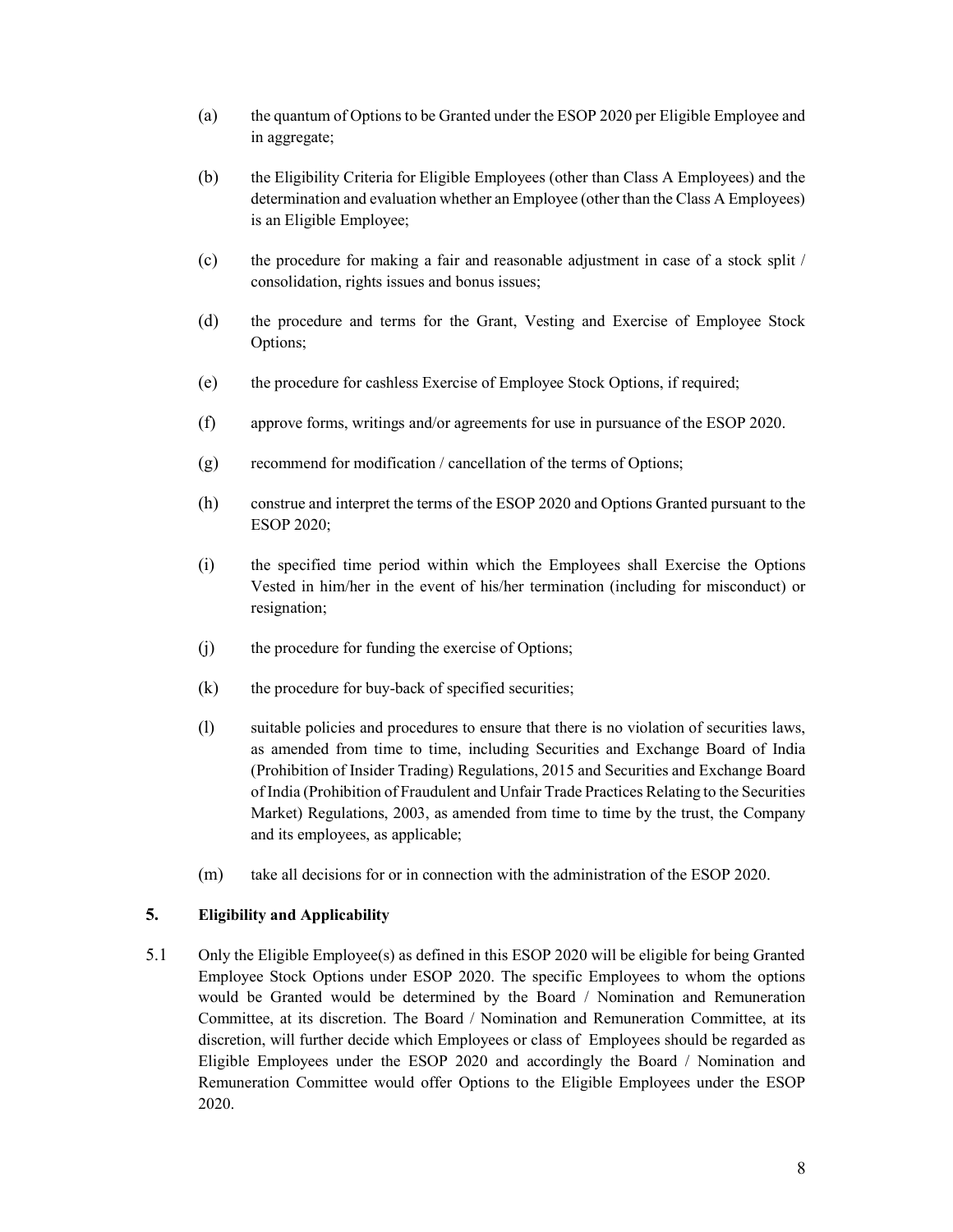(a) the quantum of Options to be Granted under the ESOP 2020 per Eligible Employee and in aggregate;

(b) the Eligibility Criteria for Eligible Employees (other than Class A Employees) and the determination and evaluation whether an Employee (other than the Class A Employees) is an Eligible Employee;

(c) the procedure for making a fair and reasonable adjustment in case of a stock split / consolidation, rights issues and bonus issues;

(d) the procedure and terms for the Grant, Vesting and Exercise of Employee Stock Options;

(e) the procedure for cashless Exercise of Employee Stock Options, if required;

(f) approve forms, writings and/or agreements for use in pursuance of the ESOP 2020.

(g) recommend for modification / cancellation of the terms of Options;

(h) construe and interpret the terms of the ESOP 2020 and Options Granted pursuant to the ESOP 2020;

(i) the specified time period within which the Employees shall Exercise the Options Vested in him/her in the event of his/her termination (including for misconduct) or resignation;

(j) the procedure for funding the exercise of Options;

(k) the procedure for buy-back of specified securities;

(l) suitable policies and procedures to ensure that there is no violation of securities laws, as amended from time to time, including Securities and Exchange Board of India (Prohibition of Insider Trading) Regulations, 2015 and Securities and Exchange Board of India (Prohibition of Fraudulent and Unfair Trade Practices Relating to the Securities Market) Regulations, 2003, as amended from time to time by the trust, the Company and its employees, as applicable;

(m) take all decisions for or in connection with the administration of the ESOP 2020.

## 5. Eligibility and Applicability

5.1 Only the Eligible Employee(s) as defined in this ESOP 2020 will be eligible for being Granted Employee Stock Options under ESOP 2020. The specific Employees to whom the options would be Granted would be determined by the Board / Nomination and Remuneration Committee, at its discretion. The Board / Nomination and Remuneration Committee, at its discretion, will further decide which Employees or class of Employees should be regarded as Eligible Employees under the ESOP 2020 and accordingly the Board / Nomination and Remuneration Committee would offer Options to the Eligible Employees under the ESOP 2020.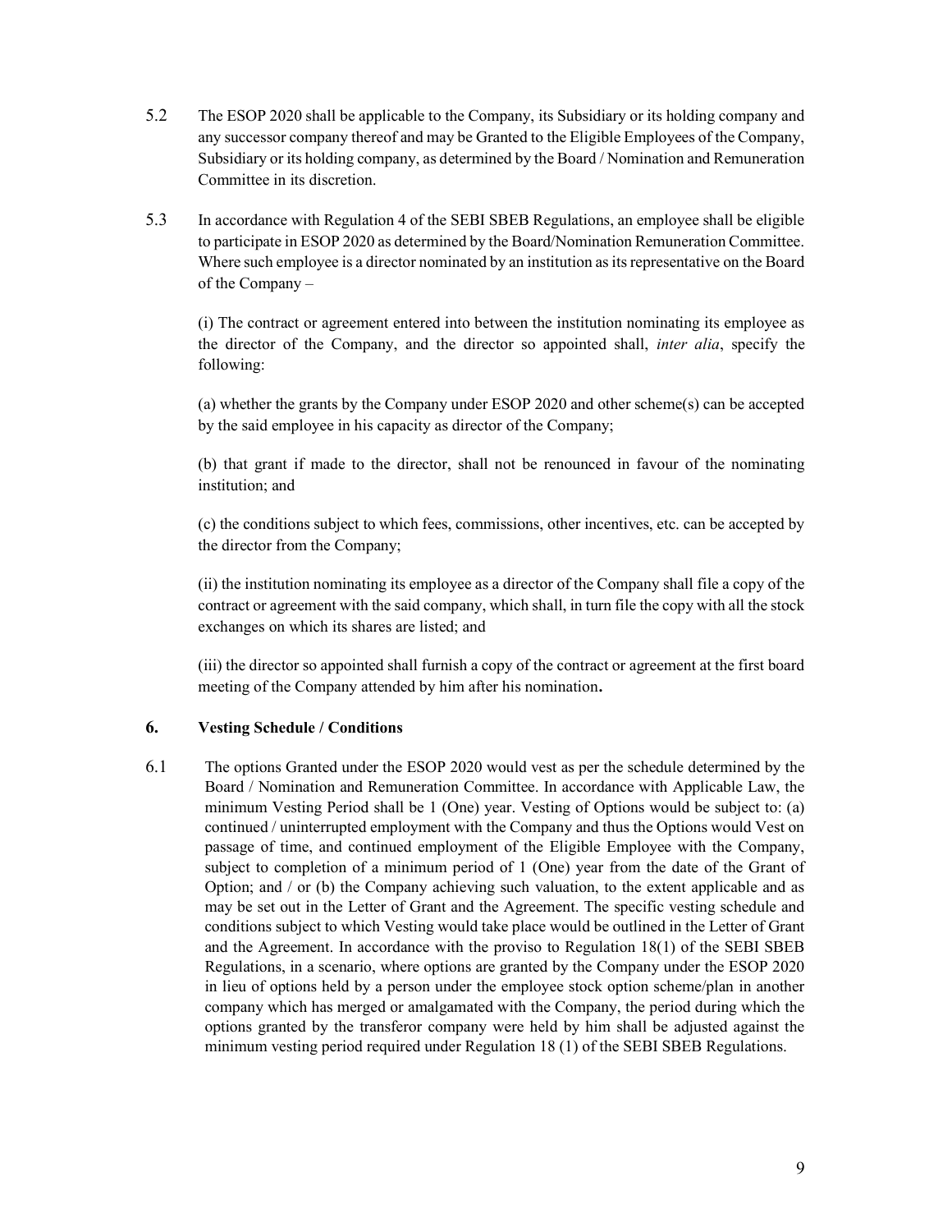5.2 The ESOP 2020 shall be applicable to the Company, its Subsidiary or its holding company and any successor company thereof and may be Granted to the Eligible Employees of the Company, Subsidiary or its holding company, as determined by the Board / Nomination and Remuneration Committee in its discretion.

5.3 In accordance with Regulation 4 of the SEBI SBEB Regulations, an employee shall be eligible to participate in ESOP 2020 as determined by the Board/Nomination Remuneration Committee. Where such employee is a director nominated by an institution as its representative on the Board of the Company –

(i) The contract or agreement entered into between the institution nominating its employee as the director of the Company, and the director so appointed shall, *inter alia*, specify the following:

(a) whether the grants by the Company under ESOP 2020 and other scheme(s) can be accepted by the said employee in his capacity as director of the Company;

(b) that grant if made to the director, shall not be renounced in favour of the nominating institution; and

(c) the conditions subject to which fees, commissions, other incentives, etc. can be accepted by the director from the Company;

(ii) the institution nominating its employee as a director of the Company shall file a copy of the contract or agreement with the said company, which shall, in turn file the copy with all the stock exchanges on which its shares are listed; and

(iii) the director so appointed shall furnish a copy of the contract or agreement at the first board meeting of the Company attended by him after his nomination**.**

## 6. Vesting Schedule / Conditions

6.1 The options Granted under the ESOP 2020 would vest as per the schedule determined by the Board / Nomination and Remuneration Committee. In accordance with Applicable Law, the minimum Vesting Period shall be 1 (One) year. Vesting of Options would be subject to: (a) continued / uninterrupted employment with the Company and thus the Options would Vest on passage of time, and continued employment of the Eligible Employee with the Company, subject to completion of a minimum period of 1 (One) year from the date of the Grant of Option; and / or (b) the Company achieving such valuation, to the extent applicable and as may be set out in the Letter of Grant and the Agreement. The specific vesting schedule and conditions subject to which Vesting would take place would be outlined in the Letter of Grant and the Agreement. In accordance with the proviso to Regulation 18(1) of the SEBI SBEB Regulations, in a scenario, where options are granted by the Company under the ESOP 2020 in lieu of options held by a person under the employee stock option scheme/plan in another company which has merged or amalgamated with the Company, the period during which the options granted by the transferor company were held by him shall be adjusted against the minimum vesting period required under Regulation 18 (1) of the SEBI SBEB Regulations.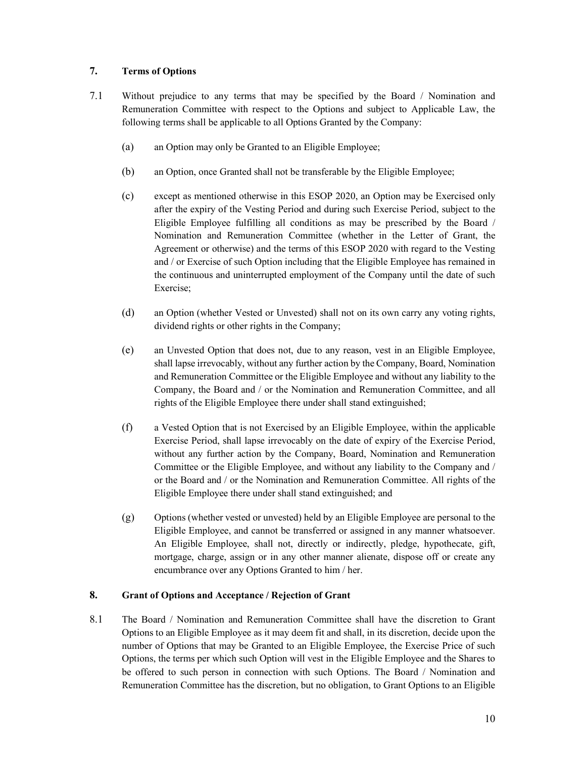## 7. Terms of Options

7.1 Without prejudice to any terms that may be specified by the Board / Nomination and Remuneration Committee with respect to the Options and subject to Applicable Law, the following terms shall be applicable to all Options Granted by the Company:

(a) an Option may only be Granted to an Eligible Employee;

(b) an Option, once Granted shall not be transferable by the Eligible Employee;

(c) except as mentioned otherwise in this ESOP 2020, an Option may be Exercised only after the expiry of the Vesting Period and during such Exercise Period, subject to the Eligible Employee fulfilling all conditions as may be prescribed by the Board / Nomination and Remuneration Committee (whether in the Letter of Grant, the Agreement or otherwise) and the terms of this ESOP 2020 with regard to the Vesting and / or Exercise of such Option including that the Eligible Employee has remained in the continuous and uninterrupted employment of the Company until the date of such Exercise;

(d) an Option (whether Vested or Unvested) shall not on its own carry any voting rights, dividend rights or other rights in the Company;

(e) an Unvested Option that does not, due to any reason, vest in an Eligible Employee, shall lapse irrevocably, without any further action by the Company, Board, Nomination and Remuneration Committee or the Eligible Employee and without any liability to the Company, the Board and / or the Nomination and Remuneration Committee, and all rights of the Eligible Employee there under shall stand extinguished;

(f) a Vested Option that is not Exercised by an Eligible Employee, within the applicable Exercise Period, shall lapse irrevocably on the date of expiry of the Exercise Period, without any further action by the Company, Board, Nomination and Remuneration Committee or the Eligible Employee, and without any liability to the Company and / or the Board and / or the Nomination and Remuneration Committee. All rights of the Eligible Employee there under shall stand extinguished; and

(g) Options (whether vested or unvested) held by an Eligible Employee are personal to the Eligible Employee, and cannot be transferred or assigned in any manner whatsoever. An Eligible Employee, shall not, directly or indirectly, pledge, hypothecate, gift, mortgage, charge, assign or in any other manner alienate, dispose off or create any encumbrance over any Options Granted to him / her.

## 8. Grant of Options and Acceptance / Rejection of Grant

8.1 The Board / Nomination and Remuneration Committee shall have the discretion to Grant Options to an Eligible Employee as it may deem fit and shall, in its discretion, decide upon the number of Options that may be Granted to an Eligible Employee, the Exercise Price of such Options, the terms per which such Option will vest in the Eligible Employee and the Shares to be offered to such person in connection with such Options. The Board / Nomination and Remuneration Committee has the discretion, but no obligation, to Grant Options to an Eligible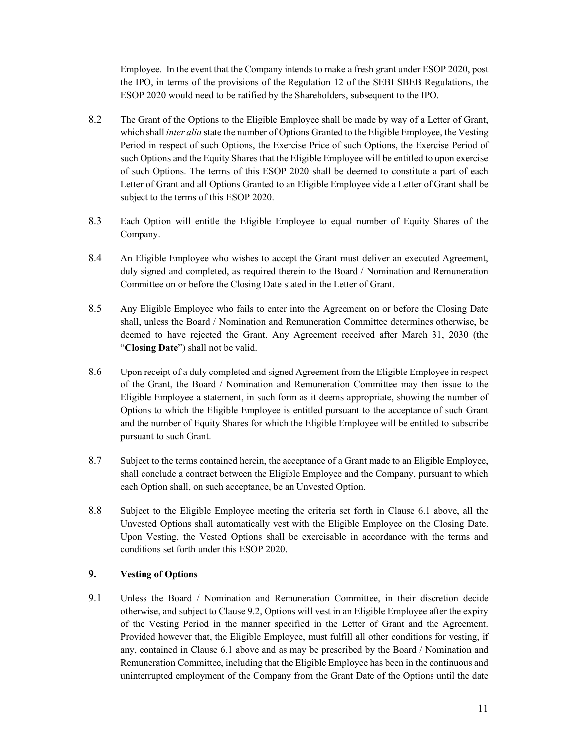Employee. In the event that the Company intends to make a fresh grant under ESOP 2020, post the IPO, in terms of the provisions of the Regulation 12 of the SEBI SBEB Regulations, the ESOP 2020 would need to be ratified by the Shareholders, subsequent to the IPO.

8.2 The Grant of the Options to the Eligible Employee shall be made by way of a Letter of Grant, which shall *inter alia* state the number of Options Granted to the Eligible Employee, the Vesting Period in respect of such Options, the Exercise Price of such Options, the Exercise Period of such Options and the Equity Shares that the Eligible Employee will be entitled to upon exercise of such Options. The terms of this ESOP 2020 shall be deemed to constitute a part of each Letter of Grant and all Options Granted to an Eligible Employee vide a Letter of Grant shall be subject to the terms of this ESOP 2020.

8.3 Each Option will entitle the Eligible Employee to equal number of Equity Shares of the Company.

8.4 An Eligible Employee who wishes to accept the Grant must deliver an executed Agreement, duly signed and completed, as required therein to the Board / Nomination and Remuneration Committee on or before the Closing Date stated in the Letter of Grant.

8.5 Any Eligible Employee who fails to enter into the Agreement on or before the Closing Date shall, unless the Board / Nomination and Remuneration Committee determines otherwise, be deemed to have rejected the Grant. Any Agreement received after March 31, 2030 (the "**Closing Date**") shall not be valid.

8.6 Upon receipt of a duly completed and signed Agreement from the Eligible Employee in respect of the Grant, the Board / Nomination and Remuneration Committee may then issue to the Eligible Employee a statement, in such form as it deems appropriate, showing the number of Options to which the Eligible Employee is entitled pursuant to the acceptance of such Grant and the number of Equity Shares for which the Eligible Employee will be entitled to subscribe pursuant to such Grant.

8.7 Subject to the terms contained herein, the acceptance of a Grant made to an Eligible Employee, shall conclude a contract between the Eligible Employee and the Company, pursuant to which each Option shall, on such acceptance, be an Unvested Option.

8.8 Subject to the Eligible Employee meeting the criteria set forth in Clause 6.1 above, all the Unvested Options shall automatically vest with the Eligible Employee on the Closing Date. Upon Vesting, the Vested Options shall be exercisable in accordance with the terms and conditions set forth under this ESOP 2020.

## 9. Vesting of Options

9.1 Unless the Board / Nomination and Remuneration Committee, in their discretion decide otherwise, and subject to Clause 9.2, Options will vest in an Eligible Employee after the expiry of the Vesting Period in the manner specified in the Letter of Grant and the Agreement. Provided however that, the Eligible Employee, must fulfill all other conditions for vesting, if any, contained in Clause 6.1 above and as may be prescribed by the Board / Nomination and Remuneration Committee, including that the Eligible Employee has been in the continuous and uninterrupted employment of the Company from the Grant Date of the Options until the date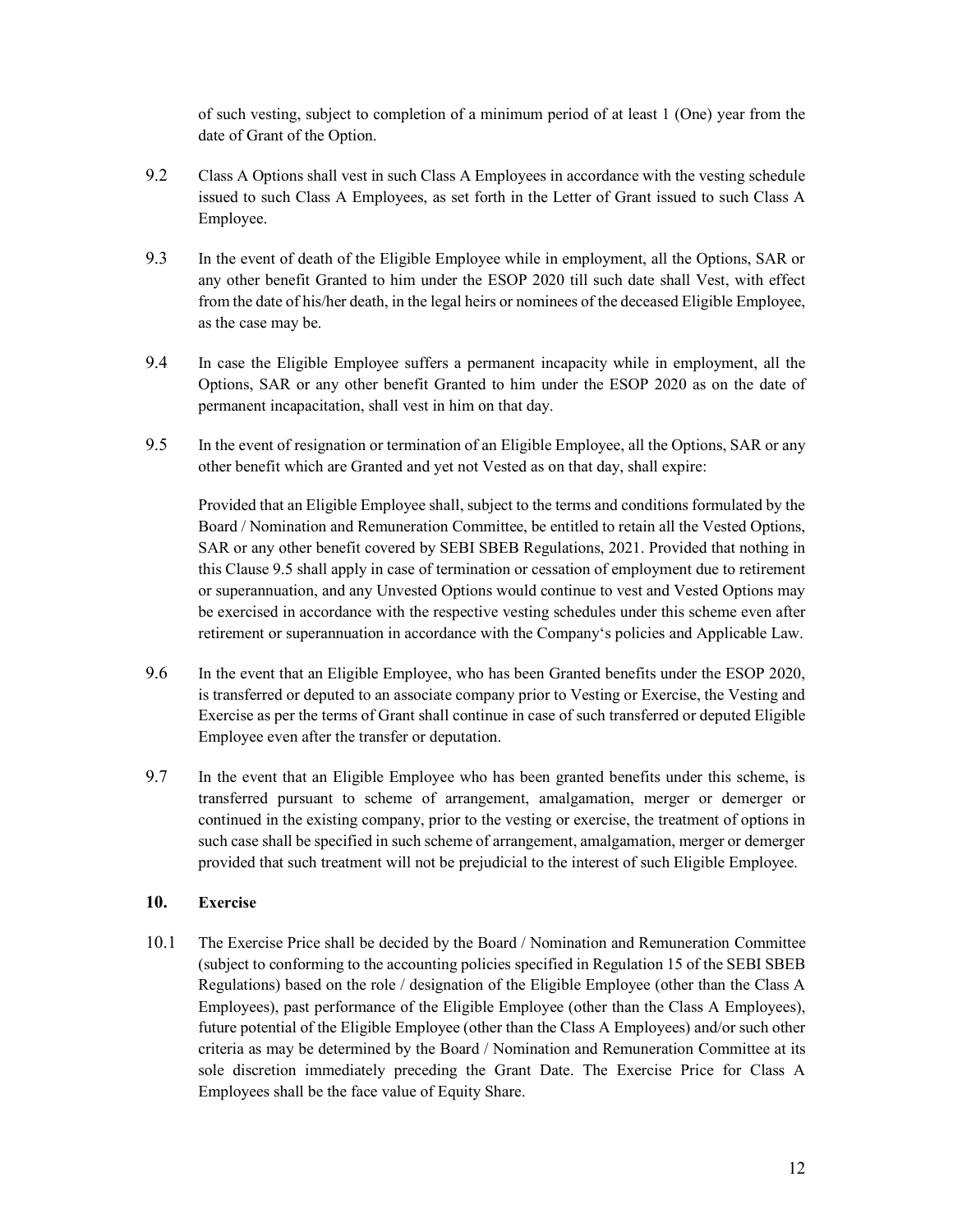of such vesting, subject to completion of a minimum period of at least 1 (One) year from the date of Grant of the Option.

9.2 Class A Options shall vest in such Class A Employees in accordance with the vesting schedule issued to such Class A Employees, as set forth in the Letter of Grant issued to such Class A Employee.

9.3 In the event of death of the Eligible Employee while in employment, all the Options, SAR or any other benefit Granted to him under the ESOP 2020 till such date shall Vest, with effect from the date of his/her death, in the legal heirs or nominees of the deceased Eligible Employee, as the case may be.

9.4 In case the Eligible Employee suffers a permanent incapacity while in employment, all the Options, SAR or any other benefit Granted to him under the ESOP 2020 as on the date of permanent incapacitation, shall vest in him on that day.

9.5 In the event of resignation or termination of an Eligible Employee, all the Options, SAR or any other benefit which are Granted and yet not Vested as on that day, shall expire:

Provided that an Eligible Employee shall, subject to the terms and conditions formulated by the Board / Nomination and Remuneration Committee, be entitled to retain all the Vested Options, SAR or any other benefit covered by SEBI SBEB Regulations, 2021. Provided that nothing in this Clause 9.5 shall apply in case of termination or cessation of employment due to retirement or superannuation, and any Unvested Options would continue to vest and Vested Options may be exercised in accordance with the respective vesting schedules under this scheme even after retirement or superannuation in accordance with the Company's policies and Applicable Law.

9.6 In the event that an Eligible Employee, who has been Granted benefits under the ESOP 2020, is transferred or deputed to an associate company prior to Vesting or Exercise, the Vesting and Exercise as per the terms of Grant shall continue in case of such transferred or deputed Eligible Employee even after the transfer or deputation.

9.7 In the event that an Eligible Employee who has been granted benefits under this scheme, is transferred pursuant to scheme of arrangement, amalgamation, merger or demerger or continued in the existing company, prior to the vesting or exercise, the treatment of options in such case shall be specified in such scheme of arrangement, amalgamation, merger or demerger provided that such treatment will not be prejudicial to the interest of such Eligible Employee.

## 10. Exercise

10.1 The Exercise Price shall be decided by the Board / Nomination and Remuneration Committee (subject to conforming to the accounting policies specified in Regulation 15 of the SEBI SBEB Regulations) based on the role / designation of the Eligible Employee (other than the Class A Employees), past performance of the Eligible Employee (other than the Class A Employees), future potential of the Eligible Employee (other than the Class A Employees) and/or such other criteria as may be determined by the Board / Nomination and Remuneration Committee at its sole discretion immediately preceding the Grant Date. The Exercise Price for Class A Employees shall be the face value of Equity Share.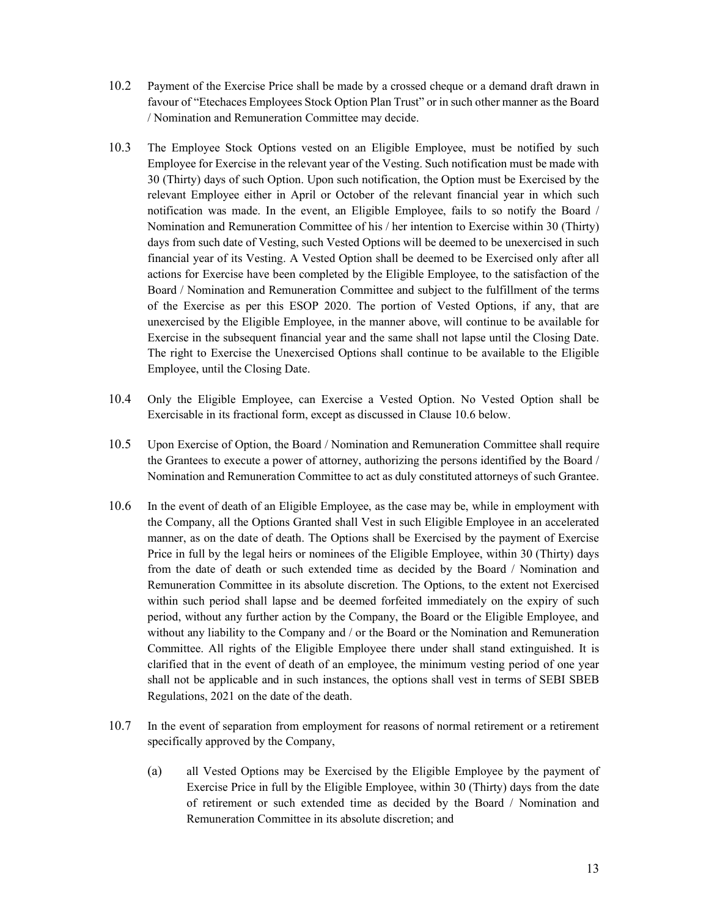10.2 Payment of the Exercise Price shall be made by a crossed cheque or a demand draft drawn in favour of "Etechaces Employees Stock Option Plan Trust" or in such other manner as the Board / Nomination and Remuneration Committee may decide.

10.3 The Employee Stock Options vested on an Eligible Employee, must be notified by such Employee for Exercise in the relevant year of the Vesting. Such notification must be made with 30 (Thirty) days of such Option. Upon such notification, the Option must be Exercised by the relevant Employee either in April or October of the relevant financial year in which such notification was made. In the event, an Eligible Employee, fails to so notify the Board / Nomination and Remuneration Committee of his / her intention to Exercise within 30 (Thirty) days from such date of Vesting, such Vested Options will be deemed to be unexercised in such financial year of its Vesting. A Vested Option shall be deemed to be Exercised only after all actions for Exercise have been completed by the Eligible Employee, to the satisfaction of the Board / Nomination and Remuneration Committee and subject to the fulfillment of the terms of the Exercise as per this ESOP 2020. The portion of Vested Options, if any, that are unexercised by the Eligible Employee, in the manner above, will continue to be available for Exercise in the subsequent financial year and the same shall not lapse until the Closing Date. The right to Exercise the Unexercised Options shall continue to be available to the Eligible Employee, until the Closing Date.

10.4 Only the Eligible Employee, can Exercise a Vested Option. No Vested Option shall be Exercisable in its fractional form, except as discussed in Clause 10.6 below.

10.5 Upon Exercise of Option, the Board / Nomination and Remuneration Committee shall require the Grantees to execute a power of attorney, authorizing the persons identified by the Board / Nomination and Remuneration Committee to act as duly constituted attorneys of such Grantee.

10.6 In the event of death of an Eligible Employee, as the case may be, while in employment with the Company, all the Options Granted shall Vest in such Eligible Employee in an accelerated manner, as on the date of death. The Options shall be Exercised by the payment of Exercise Price in full by the legal heirs or nominees of the Eligible Employee, within 30 (Thirty) days from the date of death or such extended time as decided by the Board / Nomination and Remuneration Committee in its absolute discretion. The Options, to the extent not Exercised within such period shall lapse and be deemed forfeited immediately on the expiry of such period, without any further action by the Company, the Board or the Eligible Employee, and without any liability to the Company and / or the Board or the Nomination and Remuneration Committee. All rights of the Eligible Employee there under shall stand extinguished. It is clarified that in the event of death of an employee, the minimum vesting period of one year shall not be applicable and in such instances, the options shall vest in terms of SEBI SBEB Regulations, 2021 on the date of the death.

10.7 In the event of separation from employment for reasons of normal retirement or a retirement specifically approved by the Company,

(a) all Vested Options may be Exercised by the Eligible Employee by the payment of Exercise Price in full by the Eligible Employee, within 30 (Thirty) days from the date of retirement or such extended time as decided by the Board / Nomination and Remuneration Committee in its absolute discretion; and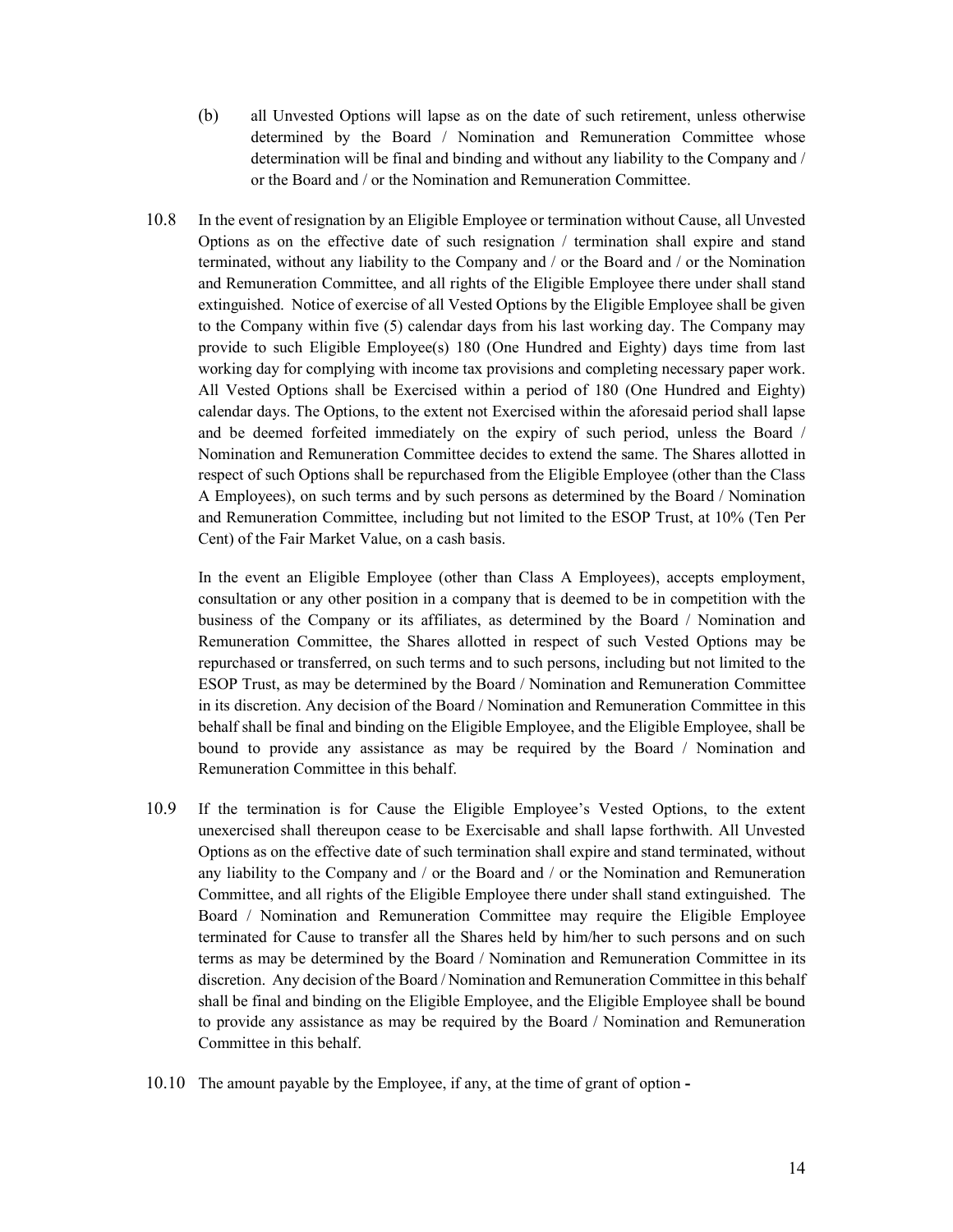(b) all Unvested Options will lapse as on the date of such retirement, unless otherwise determined by the Board / Nomination and Remuneration Committee whose determination will be final and binding and without any liability to the Company and / or the Board and / or the Nomination and Remuneration Committee.

10.8 In the event of resignation by an Eligible Employee or termination without Cause, all Unvested Options as on the effective date of such resignation / termination shall expire and stand terminated, without any liability to the Company and / or the Board and / or the Nomination and Remuneration Committee, and all rights of the Eligible Employee there under shall stand extinguished. Notice of exercise of all Vested Options by the Eligible Employee shall be given to the Company within five (5) calendar days from his last working day. The Company may provide to such Eligible Employee(s) 180 (One Hundred and Eighty) days time from last working day for complying with income tax provisions and completing necessary paper work. All Vested Options shall be Exercised within a period of 180 (One Hundred and Eighty) calendar days. The Options, to the extent not Exercised within the aforesaid period shall lapse and be deemed forfeited immediately on the expiry of such period, unless the Board / Nomination and Remuneration Committee decides to extend the same. The Shares allotted in respect of such Options shall be repurchased from the Eligible Employee (other than the Class A Employees), on such terms and by such persons as determined by the Board / Nomination and Remuneration Committee, including but not limited to the ESOP Trust, at 10% (Ten Per Cent) of the Fair Market Value, on a cash basis.

In the event an Eligible Employee (other than Class A Employees), accepts employment, consultation or any other position in a company that is deemed to be in competition with the business of the Company or its affiliates, as determined by the Board / Nomination and Remuneration Committee, the Shares allotted in respect of such Vested Options may be repurchased or transferred, on such terms and to such persons, including but not limited to the ESOP Trust, as may be determined by the Board / Nomination and Remuneration Committee in its discretion. Any decision of the Board / Nomination and Remuneration Committee in this behalf shall be final and binding on the Eligible Employee, and the Eligible Employee, shall be bound to provide any assistance as may be required by the Board / Nomination and Remuneration Committee in this behalf.

10.9 If the termination is for Cause the Eligible Employee's Vested Options, to the extent unexercised shall thereupon cease to be Exercisable and shall lapse forthwith. All Unvested Options as on the effective date of such termination shall expire and stand terminated, without any liability to the Company and / or the Board and / or the Nomination and Remuneration Committee, and all rights of the Eligible Employee there under shall stand extinguished. The Board / Nomination and Remuneration Committee may require the Eligible Employee terminated for Cause to transfer all the Shares held by him/her to such persons and on such terms as may be determined by the Board / Nomination and Remuneration Committee in its discretion. Any decision of the Board / Nomination and Remuneration Committee in this behalf shall be final and binding on the Eligible Employee, and the Eligible Employee shall be bound to provide any assistance as may be required by the Board / Nomination and Remuneration Committee in this behalf.

10.10 The amount payable by the Employee, if any, at the time of grant of option **-**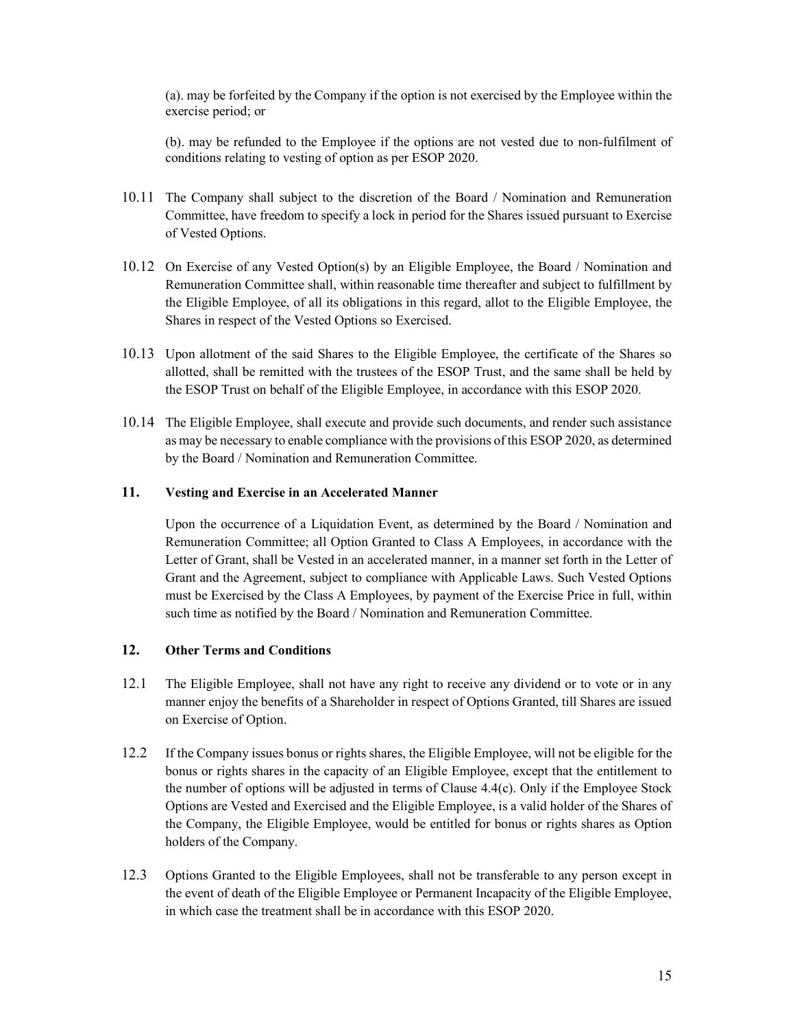(a). may be forfeited by the Company if the option is not exercised by the Employee within the exercise period; or

(b). may be refunded to the Employee if the options are not vested due to non-fulfilment of conditions relating to vesting of option as per ESOP 2020.

10.11 The Company shall subject to the discretion of the Board / Nomination and Remuneration Committee, have freedom to specify a lock in period for the Shares issued pursuant to Exercise of Vested Options.

10.12 On Exercise of any Vested Option(s) by an Eligible Employee, the Board / Nomination and Remuneration Committee shall, within reasonable time thereafter and subject to fulfillment by the Eligible Employee, of all its obligations in this regard, allot to the Eligible Employee, the Shares in respect of the Vested Options so Exercised.

10.13 Upon allotment of the said Shares to the Eligible Employee, the certificate of the Shares so allotted, shall be remitted with the trustees of the ESOP Trust, and the same shall be held by the ESOP Trust on behalf of the Eligible Employee, in accordance with this ESOP 2020.

10.14 The Eligible Employee, shall execute and provide such documents, and render such assistance as may be necessary to enable compliance with the provisions of this ESOP 2020, as determined by the Board / Nomination and Remuneration Committee.

## 11. Vesting and Exercise in an Accelerated Manner

Upon the occurrence of a Liquidation Event, as determined by the Board / Nomination and Remuneration Committee; all Option Granted to Class A Employees, in accordance with the Letter of Grant, shall be Vested in an accelerated manner, in a manner set forth in the Letter of Grant and the Agreement, subject to compliance with Applicable Laws. Such Vested Options must be Exercised by the Class A Employees, by payment of the Exercise Price in full, within such time as notified by the Board / Nomination and Remuneration Committee.

## 12. Other Terms and Conditions

12.1 The Eligible Employee, shall not have any right to receive any dividend or to vote or in any manner enjoy the benefits of a Shareholder in respect of Options Granted, till Shares are issued on Exercise of Option.

12.2 If the Company issues bonus or rights shares, the Eligible Employee, will not be eligible for the bonus or rights shares in the capacity of an Eligible Employee, except that the entitlement to the number of options will be adjusted in terms of Clause 4.4(c). Only if the Employee Stock Options are Vested and Exercised and the Eligible Employee, is a valid holder of the Shares of the Company, the Eligible Employee, would be entitled for bonus or rights shares as Option holders of the Company.

12.3 Options Granted to the Eligible Employees, shall not be transferable to any person except in the event of death of the Eligible Employee or Permanent Incapacity of the Eligible Employee, in which case the treatment shall be in accordance with this ESOP 2020.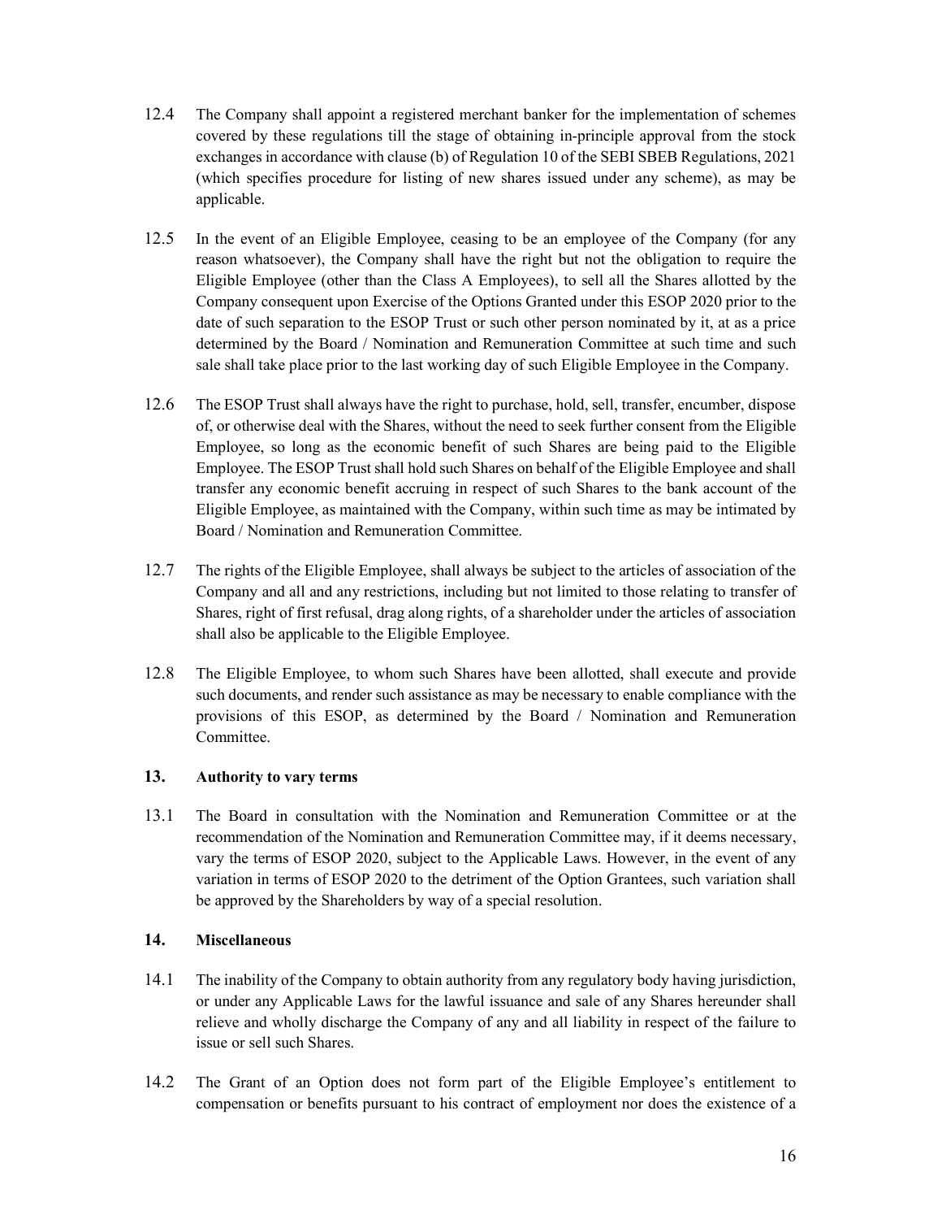12.4 The Company shall appoint a registered merchant banker for the implementation of schemes covered by these regulations till the stage of obtaining in-principle approval from the stock exchanges in accordance with clause (b) of Regulation 10 of the SEBI SBEB Regulations, 2021 (which specifies procedure for listing of new shares issued under any scheme), as may be applicable.

12.5 In the event of an Eligible Employee, ceasing to be an employee of the Company (for any reason whatsoever), the Company shall have the right but not the obligation to require the Eligible Employee (other than the Class A Employees), to sell all the Shares allotted by the Company consequent upon Exercise of the Options Granted under this ESOP 2020 prior to the date of such separation to the ESOP Trust or such other person nominated by it, at as a price determined by the Board / Nomination and Remuneration Committee at such time and such sale shall take place prior to the last working day of such Eligible Employee in the Company.

12.6 The ESOP Trust shall always have the right to purchase, hold, sell, transfer, encumber, dispose of, or otherwise deal with the Shares, without the need to seek further consent from the Eligible Employee, so long as the economic benefit of such Shares are being paid to the Eligible Employee. The ESOP Trust shall hold such Shares on behalf of the Eligible Employee and shall transfer any economic benefit accruing in respect of such Shares to the bank account of the Eligible Employee, as maintained with the Company, within such time as may be intimated by Board / Nomination and Remuneration Committee.

12.7 The rights of the Eligible Employee, shall always be subject to the articles of association of the Company and all and any restrictions, including but not limited to those relating to transfer of Shares, right of first refusal, drag along rights, of a shareholder under the articles of association shall also be applicable to the Eligible Employee.

12.8 The Eligible Employee, to whom such Shares have been allotted, shall execute and provide such documents, and render such assistance as may be necessary to enable compliance with the provisions of this ESOP, as determined by the Board / Nomination and Remuneration Committee.

## 13. Authority to vary terms

13.1 The Board in consultation with the Nomination and Remuneration Committee or at the recommendation of the Nomination and Remuneration Committee may, if it deems necessary, vary the terms of ESOP 2020, subject to the Applicable Laws. However, in the event of any variation in terms of ESOP 2020 to the detriment of the Option Grantees, such variation shall be approved by the Shareholders by way of a special resolution.

## 14. Miscellaneous

14.1 The inability of the Company to obtain authority from any regulatory body having jurisdiction, or under any Applicable Laws for the lawful issuance and sale of any Shares hereunder shall relieve and wholly discharge the Company of any and all liability in respect of the failure to issue or sell such Shares.

14.2 The Grant of an Option does not form part of the Eligible Employee's entitlement to compensation or benefits pursuant to his contract of employment nor does the existence of a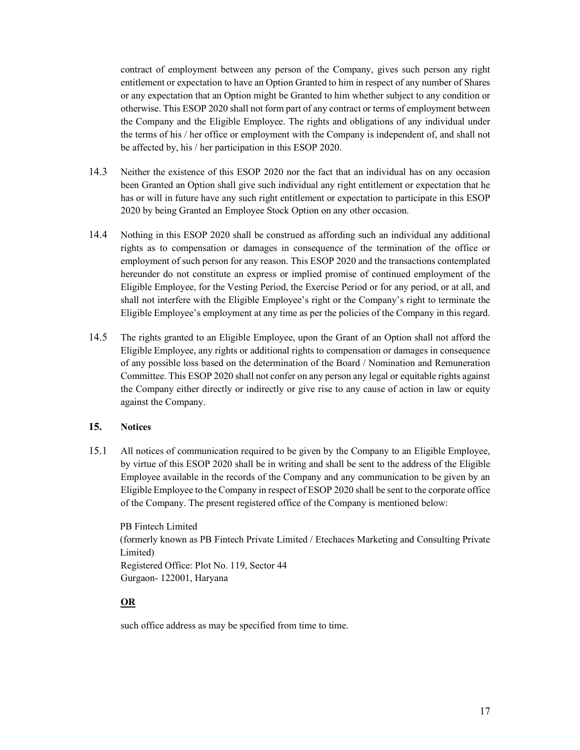contract of employment between any person of the Company, gives such person any right entitlement or expectation to have an Option Granted to him in respect of any number of Shares or any expectation that an Option might be Granted to him whether subject to any condition or otherwise. This ESOP 2020 shall not form part of any contract or terms of employment between the Company and the Eligible Employee. The rights and obligations of any individual under the terms of his / her office or employment with the Company is independent of, and shall not be affected by, his / her participation in this ESOP 2020.

14.3 Neither the existence of this ESOP 2020 nor the fact that an individual has on any occasion been Granted an Option shall give such individual any right entitlement or expectation that he has or will in future have any such right entitlement or expectation to participate in this ESOP 2020 by being Granted an Employee Stock Option on any other occasion.

14.4 Nothing in this ESOP 2020 shall be construed as affording such an individual any additional rights as to compensation or damages in consequence of the termination of the office or employment of such person for any reason. This ESOP 2020 and the transactions contemplated hereunder do not constitute an express or implied promise of continued employment of the Eligible Employee, for the Vesting Period, the Exercise Period or for any period, or at all, and shall not interfere with the Eligible Employee's right or the Company's right to terminate the Eligible Employee's employment at any time as per the policies of the Company in this regard.

14.5 The rights granted to an Eligible Employee, upon the Grant of an Option shall not afford the Eligible Employee, any rights or additional rights to compensation or damages in consequence of any possible loss based on the determination of the Board / Nomination and Remuneration Committee. This ESOP 2020 shall not confer on any person any legal or equitable rights against the Company either directly or indirectly or give rise to any cause of action in law or equity against the Company.

## 15. Notices

15.1 All notices of communication required to be given by the Company to an Eligible Employee, by virtue of this ESOP 2020 shall be in writing and shall be sent to the address of the Eligible Employee available in the records of the Company and any communication to be given by an Eligible Employee to the Company in respect of ESOP 2020 shall be sent to the corporate office of the Company. The present registered office of the Company is mentioned below:

PB Fintech Limited
(formerly known as PB Fintech Private Limited / Etechaces Marketing and Consulting Private Limited)
Registered Office: Plot No. 119, Sector 44
Gurgaon- 122001, Haryana

**OR**

such office address as may be specified from time to time.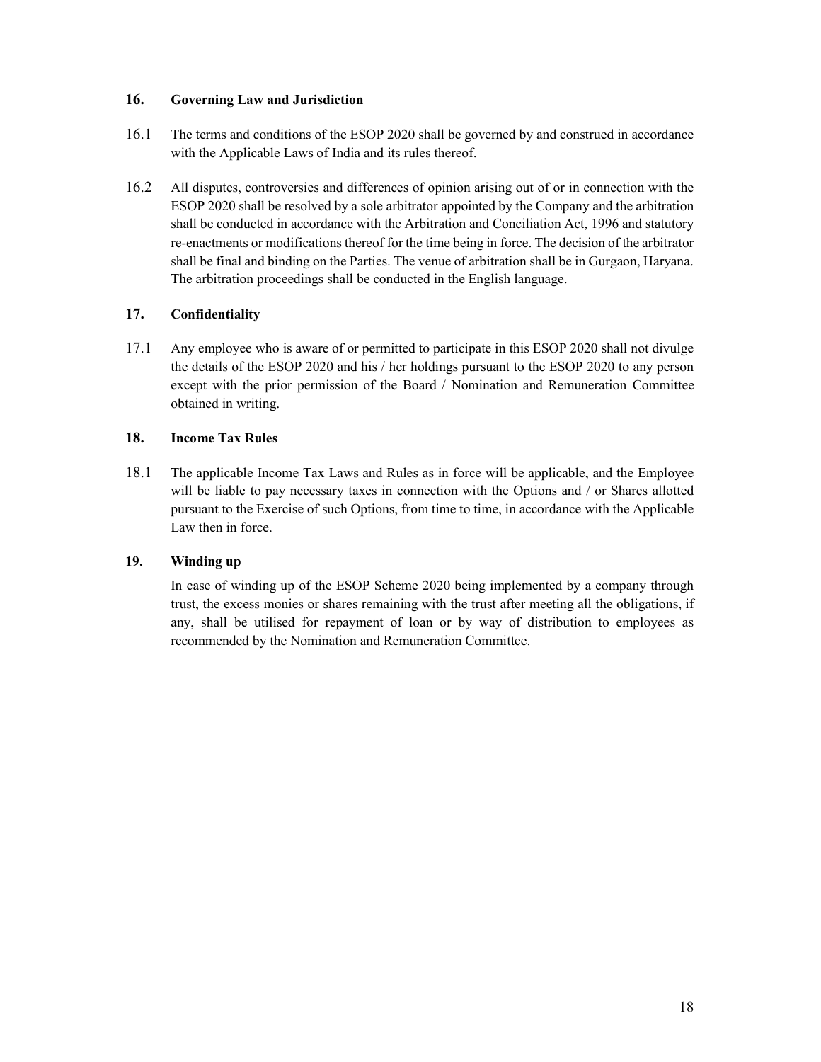## 16. Governing Law and Jurisdiction

16.1 The terms and conditions of the ESOP 2020 shall be governed by and construed in accordance with the Applicable Laws of India and its rules thereof.

16.2 All disputes, controversies and differences of opinion arising out of or in connection with the ESOP 2020 shall be resolved by a sole arbitrator appointed by the Company and the arbitration shall be conducted in accordance with the Arbitration and Conciliation Act, 1996 and statutory re-enactments or modifications thereof for the time being in force. The decision of the arbitrator shall be final and binding on the Parties. The venue of arbitration shall be in Gurgaon, Haryana. The arbitration proceedings shall be conducted in the English language.

## 17. Confidentiality

17.1 Any employee who is aware of or permitted to participate in this ESOP 2020 shall not divulge the details of the ESOP 2020 and his / her holdings pursuant to the ESOP 2020 to any person except with the prior permission of the Board / Nomination and Remuneration Committee obtained in writing.

## 18. Income Tax Rules

18.1 The applicable Income Tax Laws and Rules as in force will be applicable, and the Employee will be liable to pay necessary taxes in connection with the Options and / or Shares allotted pursuant to the Exercise of such Options, from time to time, in accordance with the Applicable Law then in force.

## 19. Winding up

In case of winding up of the ESOP Scheme 2020 being implemented by a company through trust, the excess monies or shares remaining with the trust after meeting all the obligations, if any, shall be utilised for repayment of loan or by way of distribution to employees as recommended by the Nomination and Remuneration Committee.